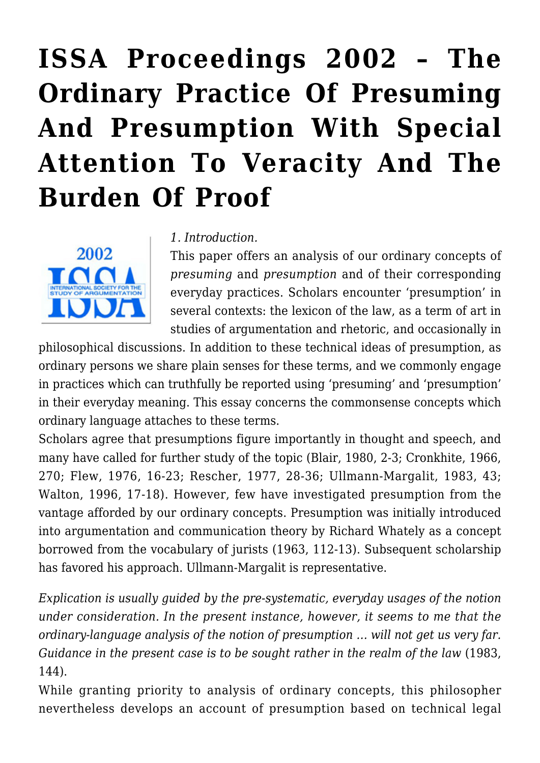# ISSA Proceedings 2002 – The Ordinary Practice Of Presuming And Presumption With Special Attention To Veracity And The Burden Of Proof

*1. Introduction.*

This paper offers an analysis of our ordinary concepts of *presuming* and *presumption* and of their corresponding everyday practices. Scholars encounter 'presumption' in several contexts: the lexicon of the law, as a term of art in studies of argumentation and rhetoric, and occasionally in philosophical discussions. In addition to these technical ideas of presumption, as ordinary persons we share plain senses for these terms, and we commonly engage in practices which can truthfully be reported using 'presuming' and 'presumption' in their everyday meaning. This essay concerns the commonsense concepts which ordinary language attaches to these terms.

Scholars agree that presumptions figure importantly in thought and speech, and many have called for further study of the topic (Blair, 1980, 2-3; Cronkhite, 1966, 270; Flew, 1976, 16-23; Rescher, 1977, 28-36; Ullmann-Margalit, 1983, 43; Walton, 1996, 17-18). However, few have investigated presumption from the vantage afforded by our ordinary concepts. Presumption was initially introduced into argumentation and communication theory by Richard Whately as a concept borrowed from the vocabulary of jurists (1963, 112-13). Subsequent scholarship has favored his approach. Ullmann-Margalit is representative.

*Explication is usually guided by the pre-systematic, everyday usages of the notion under consideration. In the present instance, however, it seems to me that the ordinary-language analysis of the notion of presumption … will not get us very far. Guidance in the present case is to be sought rather in the realm of the law* (1983, 144).

While granting priority to analysis of ordinary concepts, this philosopher nevertheless develops an account of presumption based on technical legal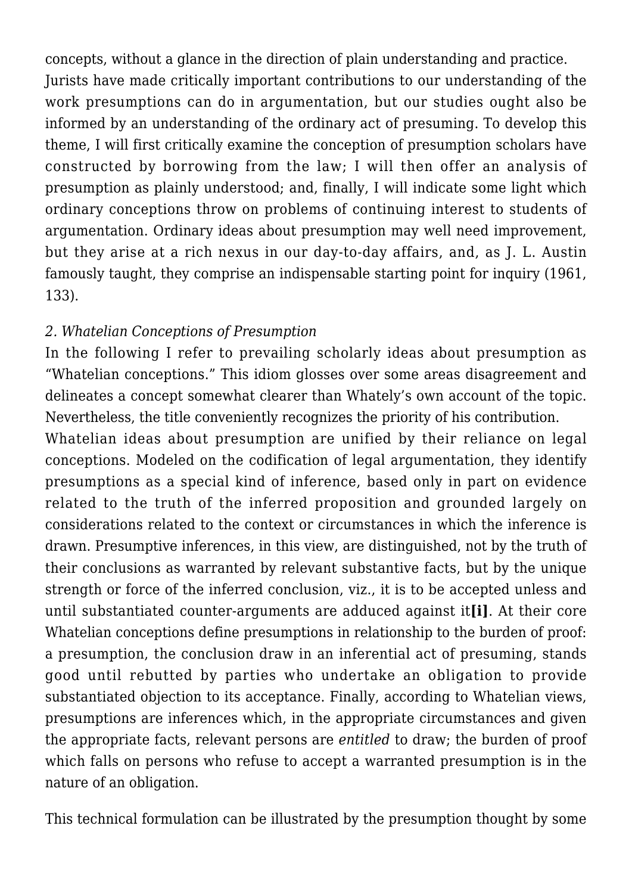concepts, without a glance in the direction of plain understanding and practice. Jurists have made critically important contributions to our understanding of the work presumptions can do in argumentation, but our studies ought also be informed by an understanding of the ordinary act of presuming. To develop this theme, I will first critically examine the conception of presumption scholars have constructed by borrowing from the law; I will then offer an analysis of presumption as plainly understood; and, finally, I will indicate some light which ordinary conceptions throw on problems of continuing interest to students of argumentation. Ordinary ideas about presumption may well need improvement, but they arise at a rich nexus in our day-to-day affairs, and, as J. L. Austin famously taught, they comprise an indispensable starting point for inquiry (1961, 133).

*2. Whatelian Conceptions of Presumption*

In the following I refer to prevailing scholarly ideas about presumption as "Whatelian conceptions." This idiom glosses over some areas disagreement and delineates a concept somewhat clearer than Whately's own account of the topic. Nevertheless, the title conveniently recognizes the priority of his contribution.

Whatelian ideas about presumption are unified by their reliance on legal conceptions. Modeled on the codification of legal argumentation, they identify presumptions as a special kind of inference, based only in part on evidence related to the truth of the inferred proposition and grounded largely on considerations related to the context or circumstances in which the inference is drawn. Presumptive inferences, in this view, are distinguished, not by the truth of their conclusions as warranted by relevant substantive facts, but by the unique strength or force of the inferred conclusion, viz., it is to be accepted unless and until substantiated counter-arguments are adduced against it**[i]**. At their core Whatelian conceptions define presumptions in relationship to the burden of proof: a presumption, the conclusion draw in an inferential act of presuming, stands good until rebutted by parties who undertake an obligation to provide substantiated objection to its acceptance. Finally, according to Whatelian views, presumptions are inferences which, in the appropriate circumstances and given the appropriate facts, relevant persons are *entitled* to draw; the burden of proof which falls on persons who refuse to accept a warranted presumption is in the nature of an obligation.

This technical formulation can be illustrated by the presumption thought by some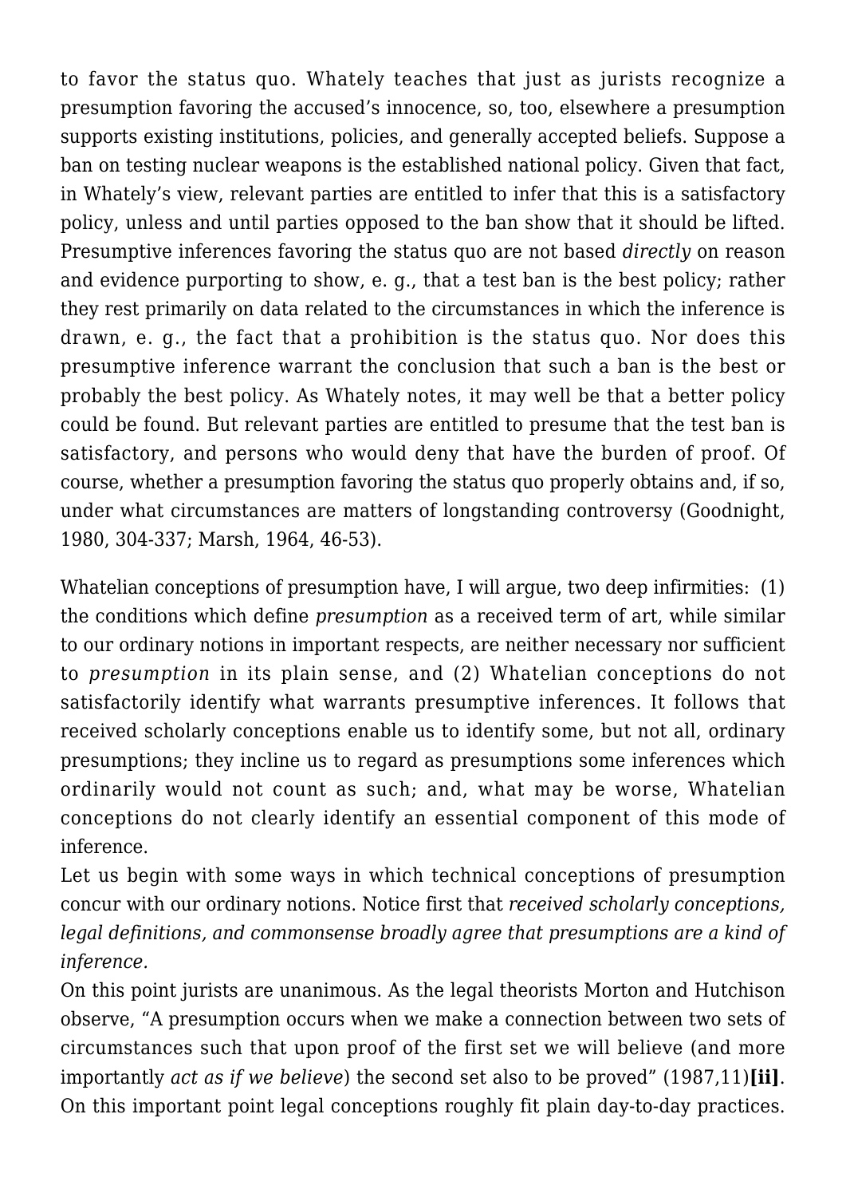to favor the status quo. Whately teaches that just as jurists recognize a presumption favoring the accused's innocence, so, too, elsewhere a presumption supports existing institutions, policies, and generally accepted beliefs. Suppose a ban on testing nuclear weapons is the established national policy. Given that fact, in Whately's view, relevant parties are entitled to infer that this is a satisfactory policy, unless and until parties opposed to the ban show that it should be lifted. Presumptive inferences favoring the status quo are not based *directly* on reason and evidence purporting to show, e. g., that a test ban is the best policy; rather they rest primarily on data related to the circumstances in which the inference is drawn, e. g., the fact that a prohibition is the status quo. Nor does this presumptive inference warrant the conclusion that such a ban is the best or probably the best policy. As Whately notes, it may well be that a better policy could be found. But relevant parties are entitled to presume that the test ban is satisfactory, and persons who would deny that have the burden of proof. Of course, whether a presumption favoring the status quo properly obtains and, if so, under what circumstances are matters of longstanding controversy (Goodnight, 1980, 304-337; Marsh, 1964, 46-53).

Whatelian conceptions of presumption have, I will argue, two deep infirmities: (1) the conditions which define *presumption* as a received term of art, while similar to our ordinary notions in important respects, are neither necessary nor sufficient to *presumption* in its plain sense, and (2) Whatelian conceptions do not satisfactorily identify what warrants presumptive inferences. It follows that received scholarly conceptions enable us to identify some, but not all, ordinary presumptions; they incline us to regard as presumptions some inferences which ordinarily would not count as such; and, what may be worse, Whatelian conceptions do not clearly identify an essential component of this mode of inference.

Let us begin with some ways in which technical conceptions of presumption concur with our ordinary notions. Notice first that *received scholarly conceptions, legal definitions, and commonsense broadly agree that presumptions are a kind of inference.*

On this point jurists are unanimous. As the legal theorists Morton and Hutchison observe, "A presumption occurs when we make a connection between two sets of circumstances such that upon proof of the first set we will believe (and more importantly *act as if we believe*) the second set also to be proved" (1987,11)**[ii]**. On this important point legal conceptions roughly fit plain day-to-day practices.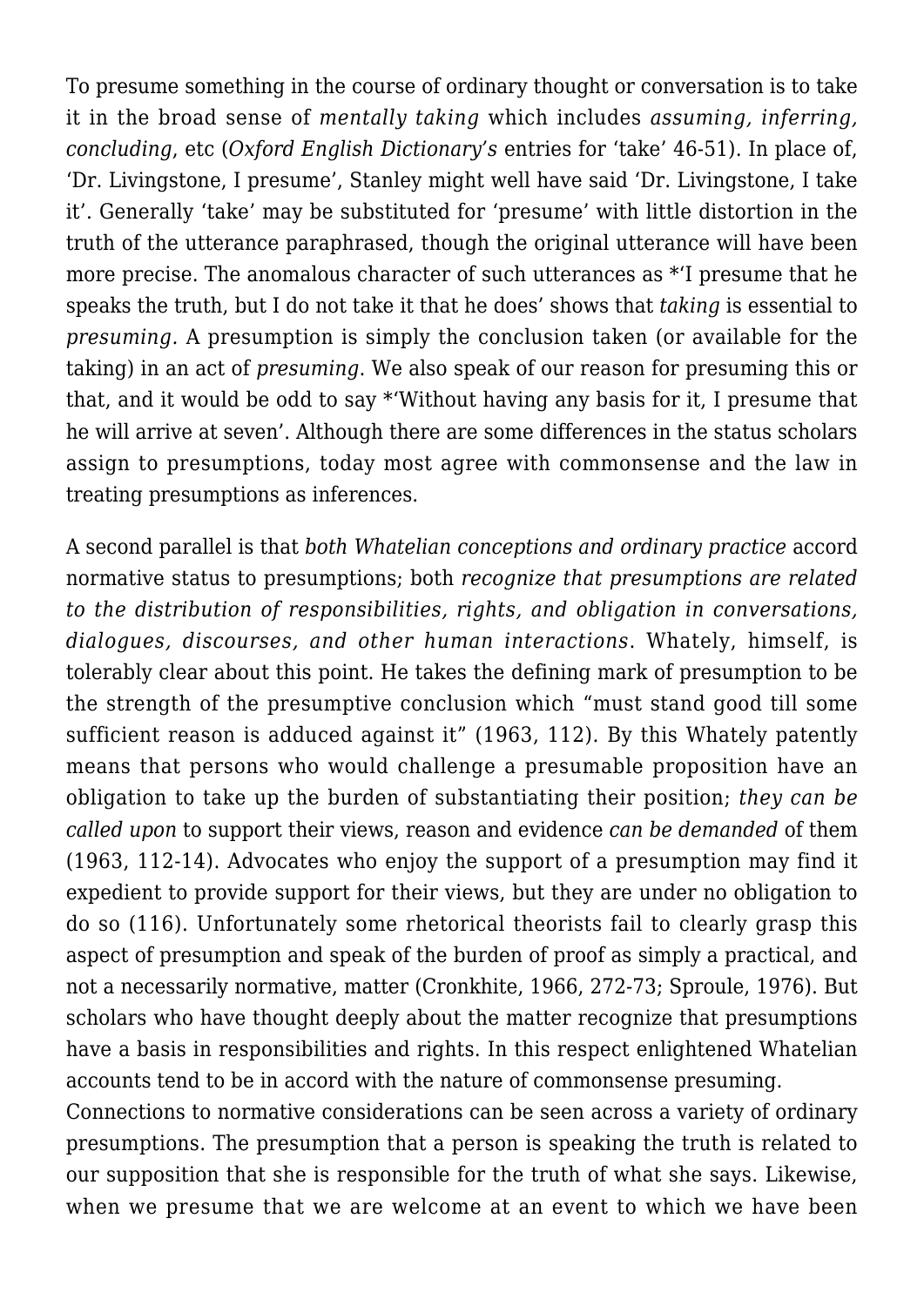To presume something in the course of ordinary thought or conversation is to take it in the broad sense of *mentally taking* which includes *assuming, inferring, concluding*, etc (*Oxford English Dictionary's* entries for 'take' 46-51). In place of, 'Dr. Livingstone, I presume', Stanley might well have said 'Dr. Livingstone, I take it'. Generally 'take' may be substituted for 'presume' with little distortion in the truth of the utterance paraphrased, though the original utterance will have been more precise. The anomalous character of such utterances as *'I presume that he speaks the truth, but I do not take it that he does' shows that *taking* is essential to *presuming*. A presumption is simply the conclusion taken (or available for the taking) in an act of *presuming*. We also speak of our reason for presuming this or that, and it would be odd to say *'Without having any basis for it, I presume that he will arrive at seven'. Although there are some differences in the status scholars assign to presumptions, today most agree with commonsense and the law in treating presumptions as inferences.

A second parallel is that *both Whatelian conceptions and ordinary practice* accord normative status to presumptions; both *recognize that presumptions are related to the distribution of responsibilities, rights, and obligation in conversations, dialogues, discourses, and other human interactions*. Whately, himself, is tolerably clear about this point. He takes the defining mark of presumption to be the strength of the presumptive conclusion which "must stand good till some sufficient reason is adduced against it" (1963, 112). By this Whately patently means that persons who would challenge a presumable proposition have an obligation to take up the burden of substantiating their position; *they can be called upon* to support their views, reason and evidence *can be demanded* of them (1963, 112-14). Advocates who enjoy the support of a presumption may find it expedient to provide support for their views, but they are under no obligation to do so (116). Unfortunately some rhetorical theorists fail to clearly grasp this aspect of presumption and speak of the burden of proof as simply a practical, and not a necessarily normative, matter (Cronkhite, 1966, 272-73; Sproule, 1976). But scholars who have thought deeply about the matter recognize that presumptions have a basis in responsibilities and rights. In this respect enlightened Whatelian accounts tend to be in accord with the nature of commonsense presuming.

Connections to normative considerations can be seen across a variety of ordinary presumptions. The presumption that a person is speaking the truth is related to our supposition that she is responsible for the truth of what she says. Likewise, when we presume that we are welcome at an event to which we have been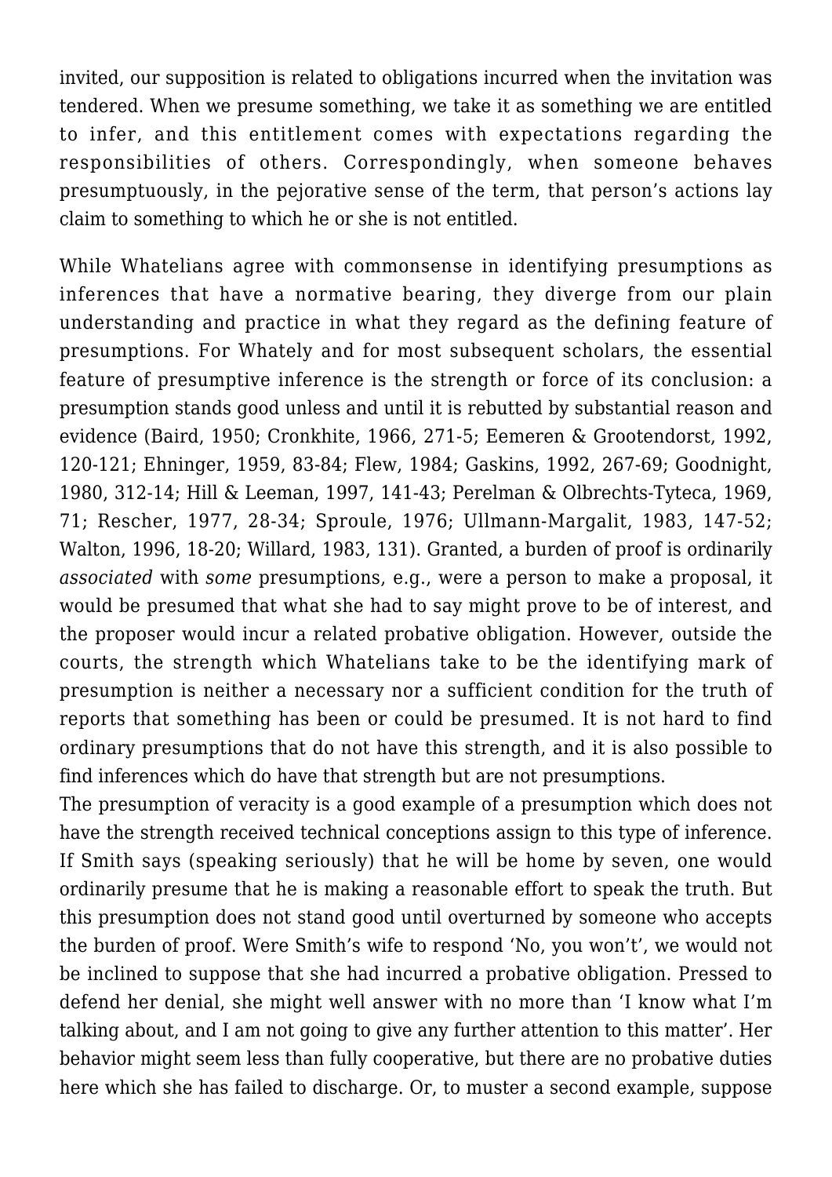invited, our supposition is related to obligations incurred when the invitation was tendered. When we presume something, we take it as something we are entitled to infer, and this entitlement comes with expectations regarding the responsibilities of others. Correspondingly, when someone behaves presumptuously, in the pejorative sense of the term, that person's actions lay claim to something to which he or she is not entitled.

While Whatelians agree with commonsense in identifying presumptions as inferences that have a normative bearing, they diverge from our plain understanding and practice in what they regard as the defining feature of presumptions. For Whately and for most subsequent scholars, the essential feature of presumptive inference is the strength or force of its conclusion: a presumption stands good unless and until it is rebutted by substantial reason and evidence (Baird, 1950; Cronkhite, 1966, 271-5; Eemeren & Grootendorst, 1992, 120-121; Ehninger, 1959, 83-84; Flew, 1984; Gaskins, 1992, 267-69; Goodnight, 1980, 312-14; Hill & Leeman, 1997, 141-43; Perelman & Olbrechts-Tyteca, 1969, 71; Rescher, 1977, 28-34; Sproule, 1976; Ullmann-Margalit, 1983, 147-52; Walton, 1996, 18-20; Willard, 1983, 131). Granted, a burden of proof is ordinarily *associated* with *some* presumptions, e.g., were a person to make a proposal, it would be presumed that what she had to say might prove to be of interest, and the proposer would incur a related probative obligation. However, outside the courts, the strength which Whatelians take to be the identifying mark of presumption is neither a necessary nor a sufficient condition for the truth of reports that something has been or could be presumed. It is not hard to find ordinary presumptions that do not have this strength, and it is also possible to find inferences which do have that strength but are not presumptions.

The presumption of veracity is a good example of a presumption which does not have the strength received technical conceptions assign to this type of inference. If Smith says (speaking seriously) that he will be home by seven, one would ordinarily presume that he is making a reasonable effort to speak the truth. But this presumption does not stand good until overturned by someone who accepts the burden of proof. Were Smith's wife to respond 'No, you won't', we would not be inclined to suppose that she had incurred a probative obligation. Pressed to defend her denial, she might well answer with no more than 'I know what I'm talking about, and I am not going to give any further attention to this matter'. Her behavior might seem less than fully cooperative, but there are no probative duties here which she has failed to discharge. Or, to muster a second example, suppose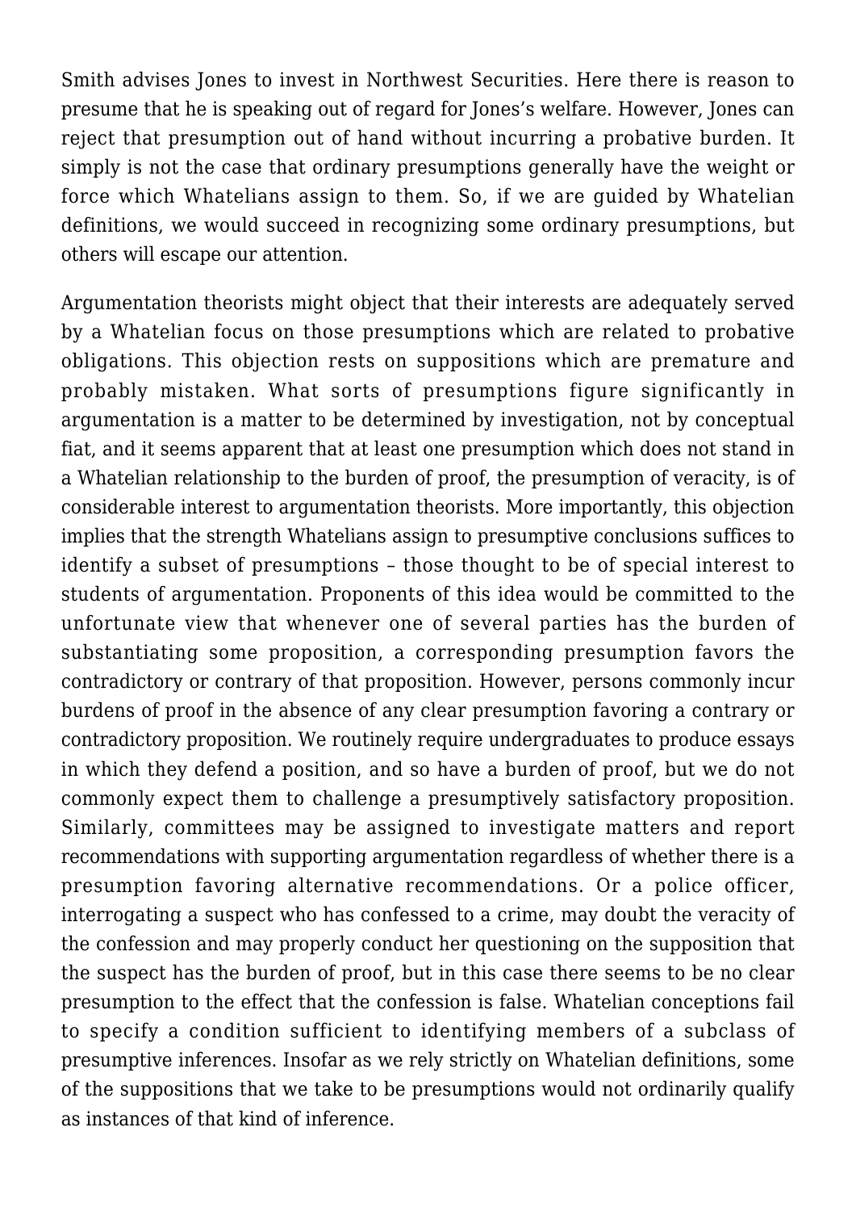Smith advises Jones to invest in Northwest Securities. Here there is reason to presume that he is speaking out of regard for Jones's welfare. However, Jones can reject that presumption out of hand without incurring a probative burden. It simply is not the case that ordinary presumptions generally have the weight or force which Whatelians assign to them. So, if we are guided by Whatelian definitions, we would succeed in recognizing some ordinary presumptions, but others will escape our attention.

Argumentation theorists might object that their interests are adequately served by a Whatelian focus on those presumptions which are related to probative obligations. This objection rests on suppositions which are premature and probably mistaken. What sorts of presumptions figure significantly in argumentation is a matter to be determined by investigation, not by conceptual fiat, and it seems apparent that at least one presumption which does not stand in a Whatelian relationship to the burden of proof, the presumption of veracity, is of considerable interest to argumentation theorists. More importantly, this objection implies that the strength Whatelians assign to presumptive conclusions suffices to identify a subset of presumptions – those thought to be of special interest to students of argumentation. Proponents of this idea would be committed to the unfortunate view that whenever one of several parties has the burden of substantiating some proposition, a corresponding presumption favors the contradictory or contrary of that proposition. However, persons commonly incur burdens of proof in the absence of any clear presumption favoring a contrary or contradictory proposition. We routinely require undergraduates to produce essays in which they defend a position, and so have a burden of proof, but we do not commonly expect them to challenge a presumptively satisfactory proposition. Similarly, committees may be assigned to investigate matters and report recommendations with supporting argumentation regardless of whether there is a presumption favoring alternative recommendations. Or a police officer, interrogating a suspect who has confessed to a crime, may doubt the veracity of the confession and may properly conduct her questioning on the supposition that the suspect has the burden of proof, but in this case there seems to be no clear presumption to the effect that the confession is false. Whatelian conceptions fail to specify a condition sufficient to identifying members of a subclass of presumptive inferences. Insofar as we rely strictly on Whatelian definitions, some of the suppositions that we take to be presumptions would not ordinarily qualify as instances of that kind of inference.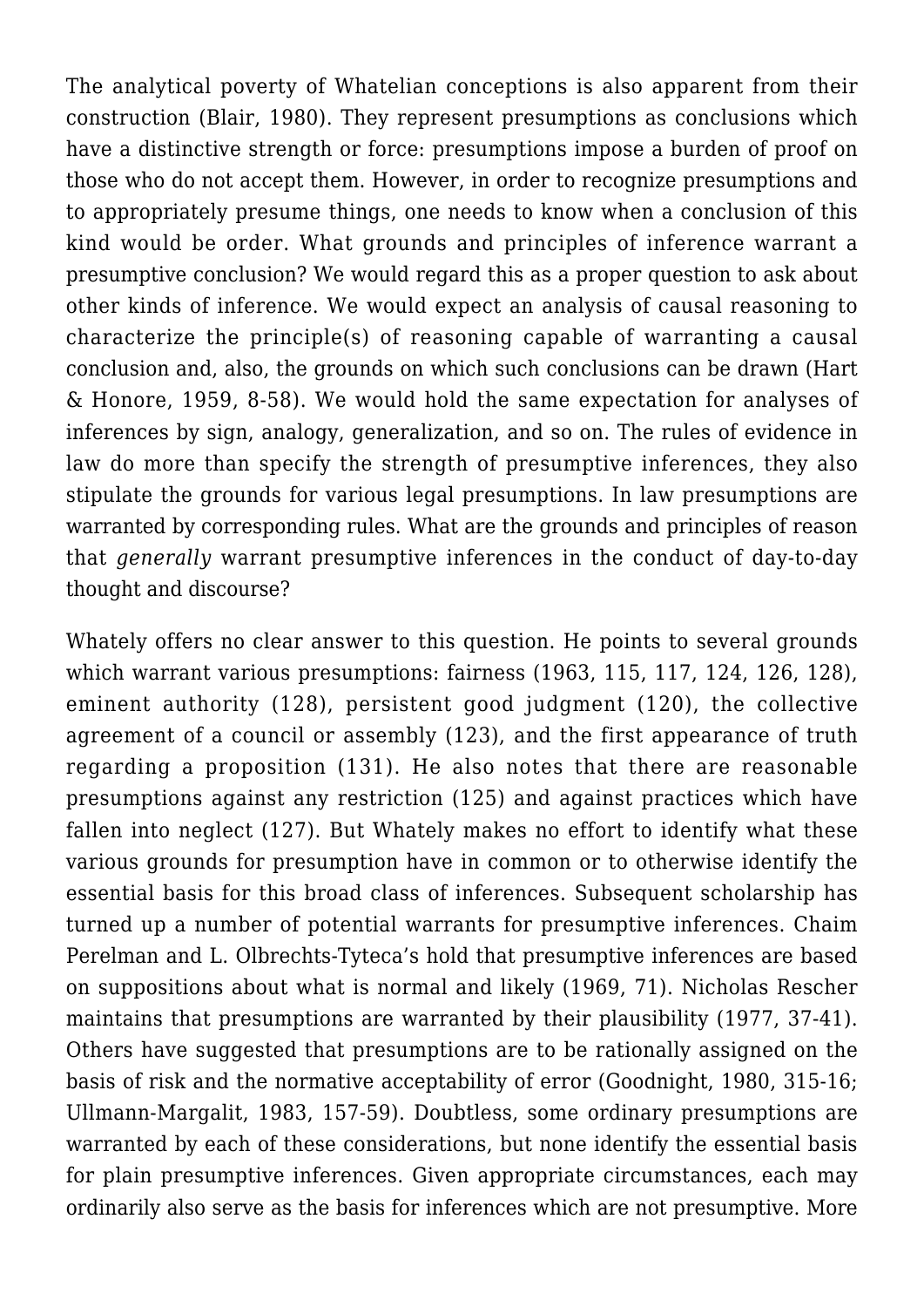The analytical poverty of Whatelian conceptions is also apparent from their construction (Blair, 1980). They represent presumptions as conclusions which have a distinctive strength or force: presumptions impose a burden of proof on those who do not accept them. However, in order to recognize presumptions and to appropriately presume things, one needs to know when a conclusion of this kind would be order. What grounds and principles of inference warrant a presumptive conclusion? We would regard this as a proper question to ask about other kinds of inference. We would expect an analysis of causal reasoning to characterize the principle(s) of reasoning capable of warranting a causal conclusion and, also, the grounds on which such conclusions can be drawn (Hart & Honore, 1959, 8-58). We would hold the same expectation for analyses of inferences by sign, analogy, generalization, and so on. The rules of evidence in law do more than specify the strength of presumptive inferences, they also stipulate the grounds for various legal presumptions. In law presumptions are warranted by corresponding rules. What are the grounds and principles of reason that *generally* warrant presumptive inferences in the conduct of day-to-day thought and discourse?

Whately offers no clear answer to this question. He points to several grounds which warrant various presumptions: fairness (1963, 115, 117, 124, 126, 128), eminent authority (128), persistent good judgment (120), the collective agreement of a council or assembly (123), and the first appearance of truth regarding a proposition (131). He also notes that there are reasonable presumptions against any restriction (125) and against practices which have fallen into neglect (127). But Whately makes no effort to identify what these various grounds for presumption have in common or to otherwise identify the essential basis for this broad class of inferences. Subsequent scholarship has turned up a number of potential warrants for presumptive inferences. Chaim Perelman and L. Olbrechts-Tyteca's hold that presumptive inferences are based on suppositions about what is normal and likely (1969, 71). Nicholas Rescher maintains that presumptions are warranted by their plausibility (1977, 37-41). Others have suggested that presumptions are to be rationally assigned on the basis of risk and the normative acceptability of error (Goodnight, 1980, 315-16; Ullmann-Margalit, 1983, 157-59). Doubtless, some ordinary presumptions are warranted by each of these considerations, but none identify the essential basis for plain presumptive inferences. Given appropriate circumstances, each may ordinarily also serve as the basis for inferences which are not presumptive. More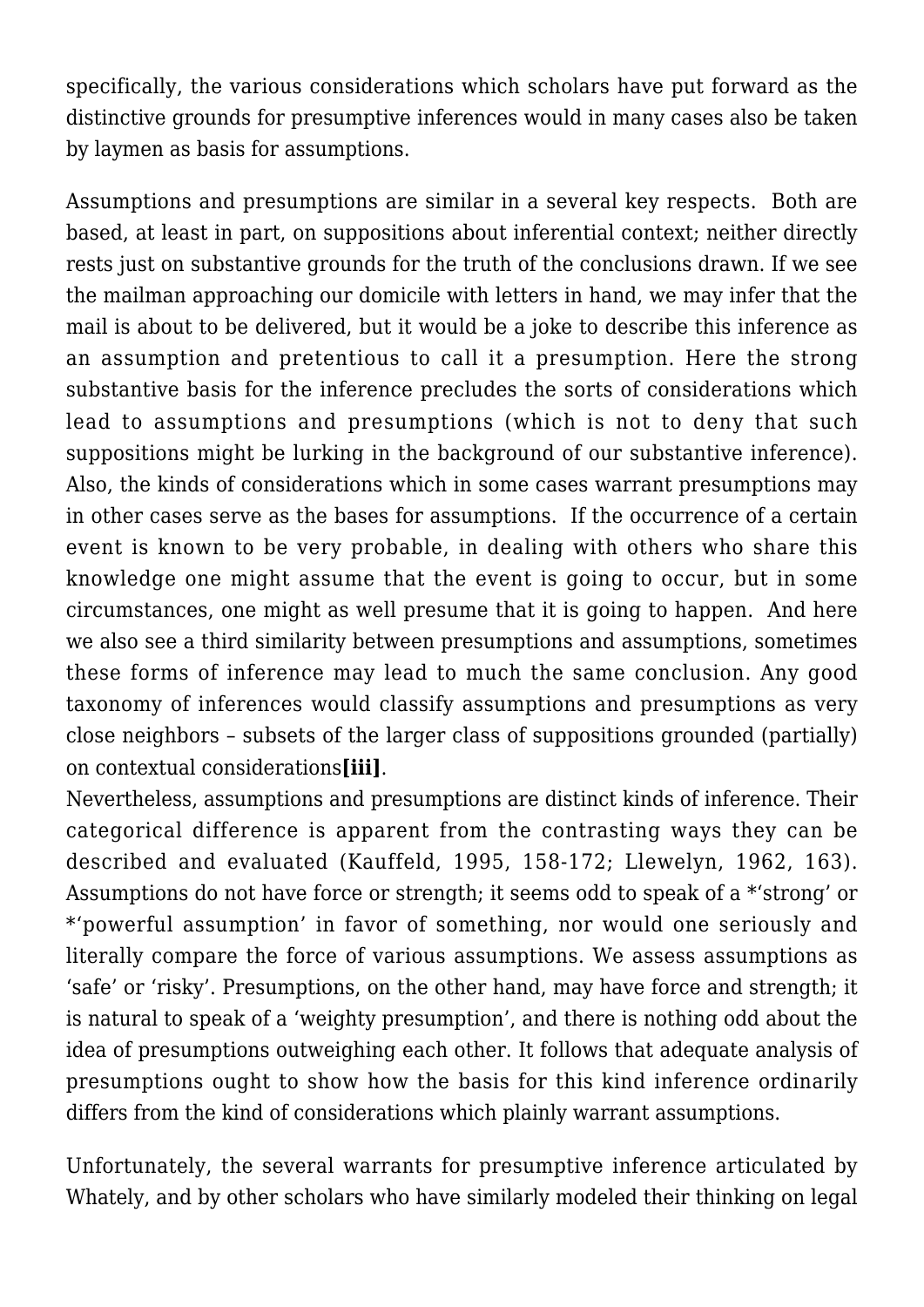specifically, the various considerations which scholars have put forward as the distinctive grounds for presumptive inferences would in many cases also be taken by laymen as basis for assumptions.

Assumptions and presumptions are similar in a several key respects. Both are based, at least in part, on suppositions about inferential context; neither directly rests just on substantive grounds for the truth of the conclusions drawn. If we see the mailman approaching our domicile with letters in hand, we may infer that the mail is about to be delivered, but it would be a joke to describe this inference as an assumption and pretentious to call it a presumption. Here the strong substantive basis for the inference precludes the sorts of considerations which lead to assumptions and presumptions (which is not to deny that such suppositions might be lurking in the background of our substantive inference). Also, the kinds of considerations which in some cases warrant presumptions may in other cases serve as the bases for assumptions. If the occurrence of a certain event is known to be very probable, in dealing with others who share this knowledge one might assume that the event is going to occur, but in some circumstances, one might as well presume that it is going to happen. And here we also see a third similarity between presumptions and assumptions, sometimes these forms of inference may lead to much the same conclusion. Any good taxonomy of inferences would classify assumptions and presumptions as very close neighbors – subsets of the larger class of suppositions grounded (partially) on contextual considerations**[iii]**.

Nevertheless, assumptions and presumptions are distinct kinds of inference. Their categorical difference is apparent from the contrasting ways they can be described and evaluated (Kauffeld, 1995, 158-172; Llewelyn, 1962, 163). Assumptions do not have force or strength; it seems odd to speak of a *'strong' or *'powerful assumption' in favor of something, nor would one seriously and literally compare the force of various assumptions. We assess assumptions as 'safe' or 'risky'. Presumptions, on the other hand, may have force and strength; it is natural to speak of a 'weighty presumption', and there is nothing odd about the idea of presumptions outweighing each other. It follows that adequate analysis of presumptions ought to show how the basis for this kind inference ordinarily differs from the kind of considerations which plainly warrant assumptions.

Unfortunately, the several warrants for presumptive inference articulated by Whately, and by other scholars who have similarly modeled their thinking on legal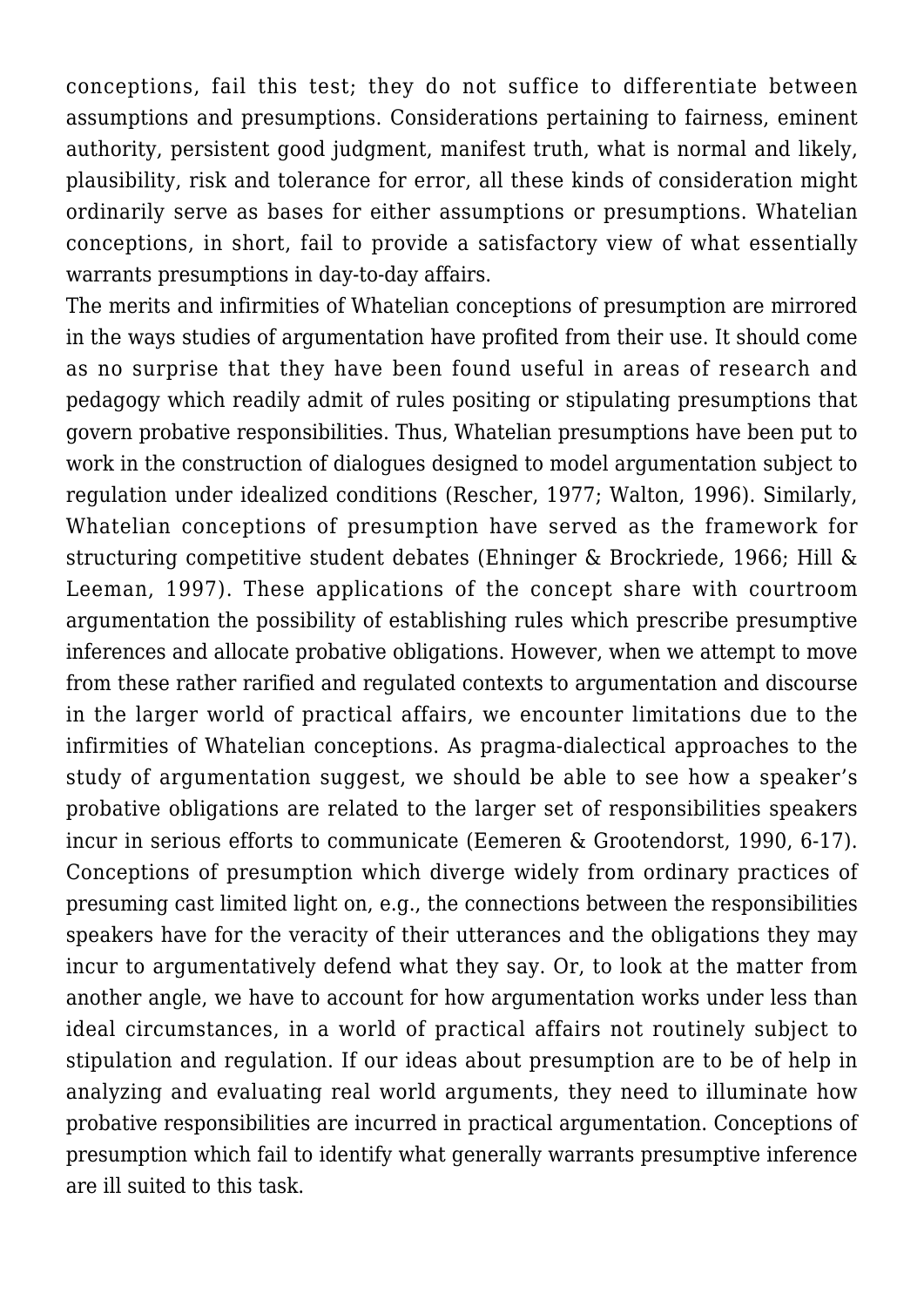conceptions, fail this test; they do not suffice to differentiate between assumptions and presumptions. Considerations pertaining to fairness, eminent authority, persistent good judgment, manifest truth, what is normal and likely, plausibility, risk and tolerance for error, all these kinds of consideration might ordinarily serve as bases for either assumptions or presumptions. Whatelian conceptions, in short, fail to provide a satisfactory view of what essentially warrants presumptions in day-to-day affairs.

The merits and infirmities of Whatelian conceptions of presumption are mirrored in the ways studies of argumentation have profited from their use. It should come as no surprise that they have been found useful in areas of research and pedagogy which readily admit of rules positing or stipulating presumptions that govern probative responsibilities. Thus, Whatelian presumptions have been put to work in the construction of dialogues designed to model argumentation subject to regulation under idealized conditions (Rescher, 1977; Walton, 1996). Similarly, Whatelian conceptions of presumption have served as the framework for structuring competitive student debates (Ehninger & Brockriede, 1966; Hill & Leeman, 1997). These applications of the concept share with courtroom argumentation the possibility of establishing rules which prescribe presumptive inferences and allocate probative obligations. However, when we attempt to move from these rather rarified and regulated contexts to argumentation and discourse in the larger world of practical affairs, we encounter limitations due to the infirmities of Whatelian conceptions. As pragma-dialectical approaches to the study of argumentation suggest, we should be able to see how a speaker's probative obligations are related to the larger set of responsibilities speakers incur in serious efforts to communicate (Eemeren & Grootendorst, 1990, 6-17). Conceptions of presumption which diverge widely from ordinary practices of presuming cast limited light on, e.g., the connections between the responsibilities speakers have for the veracity of their utterances and the obligations they may incur to argumentatively defend what they say. Or, to look at the matter from another angle, we have to account for how argumentation works under less than ideal circumstances, in a world of practical affairs not routinely subject to stipulation and regulation. If our ideas about presumption are to be of help in analyzing and evaluating real world arguments, they need to illuminate how probative responsibilities are incurred in practical argumentation. Conceptions of presumption which fail to identify what generally warrants presumptive inference are ill suited to this task.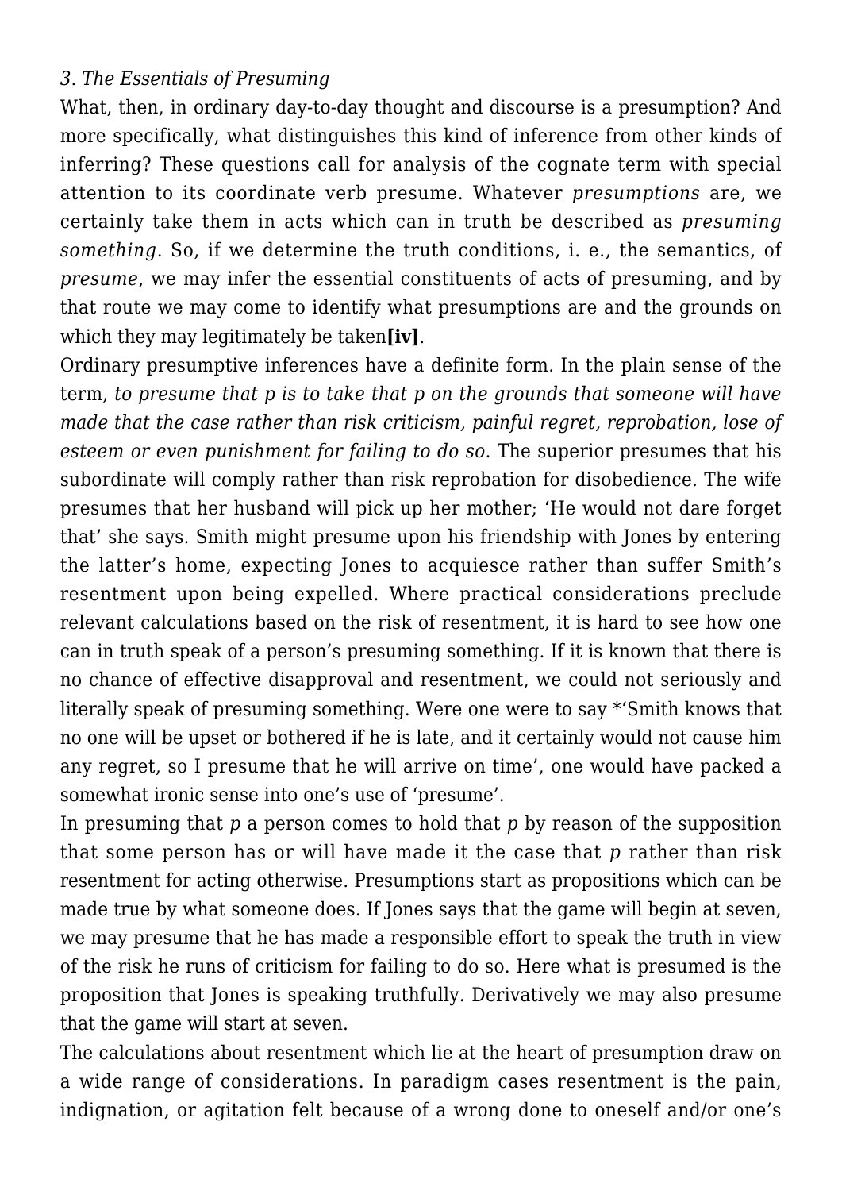*3. The Essentials of Presuming*

What, then, in ordinary day-to-day thought and discourse is a presumption? And more specifically, what distinguishes this kind of inference from other kinds of inferring? These questions call for analysis of the cognate term with special attention to its coordinate verb presume. Whatever *presumptions* are, we certainly take them in acts which can in truth be described as *presuming something*. So, if we determine the truth conditions, i. e., the semantics, of *presume*, we may infer the essential constituents of acts of presuming, and by that route we may come to identify what presumptions are and the grounds on which they may legitimately be taken**[iv]**.

Ordinary presumptive inferences have a definite form. In the plain sense of the term, *to presume that p is to take that p on the grounds that someone will have made that the case rather than risk criticism, painful regret, reprobation, lose of esteem or even punishment for failing to do so*. The superior presumes that his subordinate will comply rather than risk reprobation for disobedience. The wife presumes that her husband will pick up her mother; 'He would not dare forget that' she says. Smith might presume upon his friendship with Jones by entering the latter's home, expecting Jones to acquiesce rather than suffer Smith's resentment upon being expelled. Where practical considerations preclude relevant calculations based on the risk of resentment, it is hard to see how one can in truth speak of a person's presuming something. If it is known that there is no chance of effective disapproval and resentment, we could not seriously and literally speak of presuming something. Were one were to say *'Smith knows that no one will be upset or bothered if he is late, and it certainly would not cause him any regret, so I presume that he will arrive on time', one would have packed a somewhat ironic sense into one's use of 'presume'.

In presuming that *p* a person comes to hold that *p* by reason of the supposition that some person has or will have made it the case that *p* rather than risk resentment for acting otherwise. Presumptions start as propositions which can be made true by what someone does. If Jones says that the game will begin at seven, we may presume that he has made a responsible effort to speak the truth in view of the risk he runs of criticism for failing to do so. Here what is presumed is the proposition that Jones is speaking truthfully. Derivatively we may also presume that the game will start at seven.

The calculations about resentment which lie at the heart of presumption draw on a wide range of considerations. In paradigm cases resentment is the pain, indignation, or agitation felt because of a wrong done to oneself and/or one's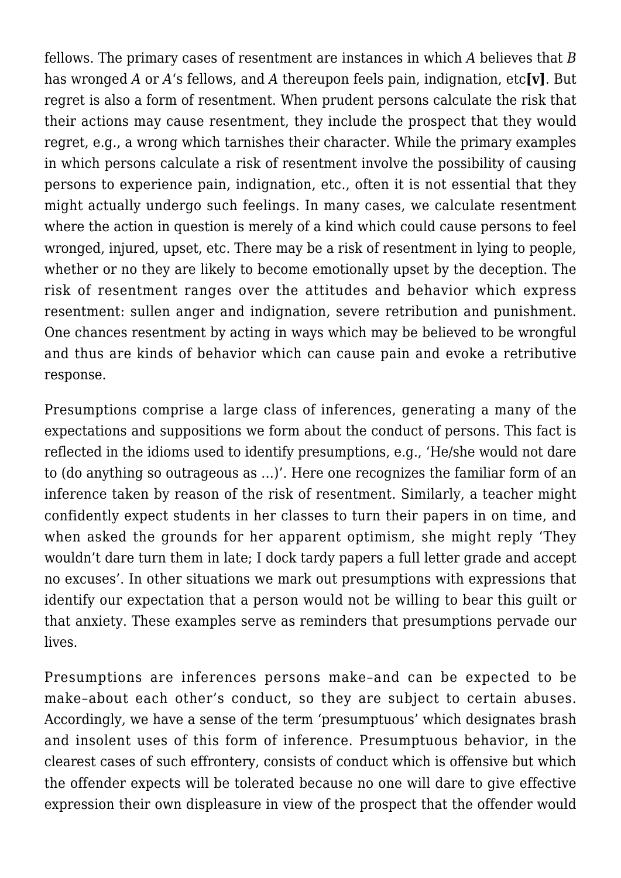fellows. The primary cases of resentment are instances in which *A* believes that *B* has wronged *A* or *A*'s fellows, and *A* thereupon feels pain, indignation, etc**[v]**. But regret is also a form of resentment. When prudent persons calculate the risk that their actions may cause resentment, they include the prospect that they would regret, e.g., a wrong which tarnishes their character. While the primary examples in which persons calculate a risk of resentment involve the possibility of causing persons to experience pain, indignation, etc., often it is not essential that they might actually undergo such feelings. In many cases, we calculate resentment where the action in question is merely of a kind which could cause persons to feel wronged, injured, upset, etc. There may be a risk of resentment in lying to people, whether or no they are likely to become emotionally upset by the deception. The risk of resentment ranges over the attitudes and behavior which express resentment: sullen anger and indignation, severe retribution and punishment. One chances resentment by acting in ways which may be believed to be wrongful and thus are kinds of behavior which can cause pain and evoke a retributive response.

Presumptions comprise a large class of inferences, generating a many of the expectations and suppositions we form about the conduct of persons. This fact is reflected in the idioms used to identify presumptions, e.g., 'He/she would not dare to (do anything so outrageous as …)'. Here one recognizes the familiar form of an inference taken by reason of the risk of resentment. Similarly, a teacher might confidently expect students in her classes to turn their papers in on time, and when asked the grounds for her apparent optimism, she might reply 'They wouldn't dare turn them in late; I dock tardy papers a full letter grade and accept no excuses'. In other situations we mark out presumptions with expressions that identify our expectation that a person would not be willing to bear this guilt or that anxiety. These examples serve as reminders that presumptions pervade our lives.

Presumptions are inferences persons make–and can be expected to be make–about each other's conduct, so they are subject to certain abuses. Accordingly, we have a sense of the term 'presumptuous' which designates brash and insolent uses of this form of inference. Presumptuous behavior, in the clearest cases of such effrontery, consists of conduct which is offensive but which the offender expects will be tolerated because no one will dare to give effective expression their own displeasure in view of the prospect that the offender would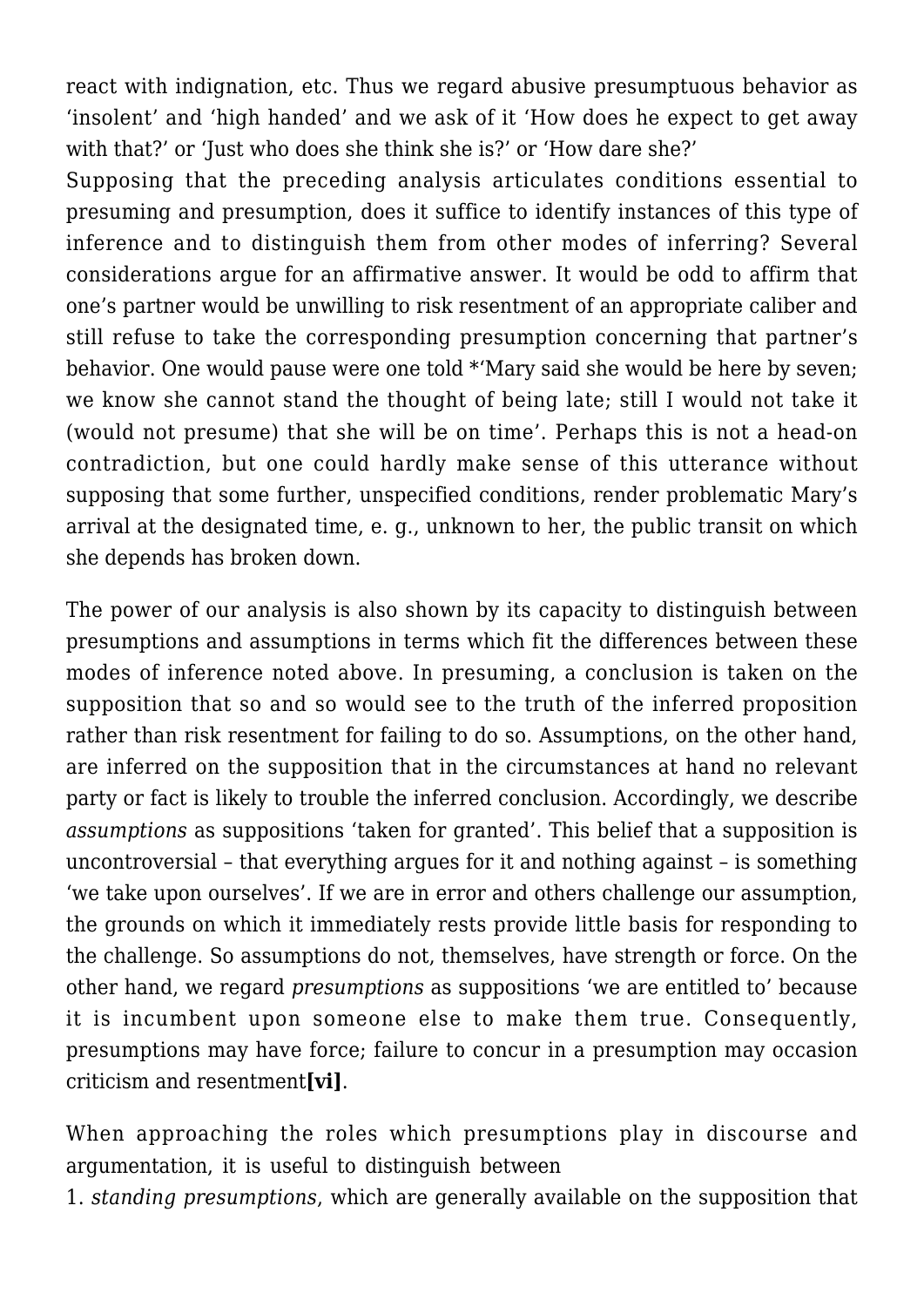react with indignation, etc. Thus we regard abusive presumptuous behavior as 'insolent' and 'high handed' and we ask of it 'How does he expect to get away with that?' or 'Just who does she think she is?' or 'How dare she?'

Supposing that the preceding analysis articulates conditions essential to presuming and presumption, does it suffice to identify instances of this type of inference and to distinguish them from other modes of inferring? Several considerations argue for an affirmative answer. It would be odd to affirm that one's partner would be unwilling to risk resentment of an appropriate caliber and still refuse to take the corresponding presumption concerning that partner's behavior. One would pause were one told *'Mary said she would be here by seven; we know she cannot stand the thought of being late; still I would not take it (would not presume) that she will be on time'. Perhaps this is not a head-on contradiction, but one could hardly make sense of this utterance without supposing that some further, unspecified conditions, render problematic Mary's arrival at the designated time, e. g., unknown to her, the public transit on which she depends has broken down.

The power of our analysis is also shown by its capacity to distinguish between presumptions and assumptions in terms which fit the differences between these modes of inference noted above. In presuming, a conclusion is taken on the supposition that so and so would see to the truth of the inferred proposition rather than risk resentment for failing to do so. Assumptions, on the other hand, are inferred on the supposition that in the circumstances at hand no relevant party or fact is likely to trouble the inferred conclusion. Accordingly, we describe *assumptions* as suppositions 'taken for granted'. This belief that a supposition is uncontroversial – that everything argues for it and nothing against – is something 'we take upon ourselves'. If we are in error and others challenge our assumption, the grounds on which it immediately rests provide little basis for responding to the challenge. So assumptions do not, themselves, have strength or force. On the other hand, we regard *presumptions* as suppositions 'we are entitled to' because it is incumbent upon someone else to make them true. Consequently, presumptions may have force; failure to concur in a presumption may occasion criticism and resentment**[vi]**.

When approaching the roles which presumptions play in discourse and argumentation, it is useful to distinguish between

1. *standing presumptions*, which are generally available on the supposition that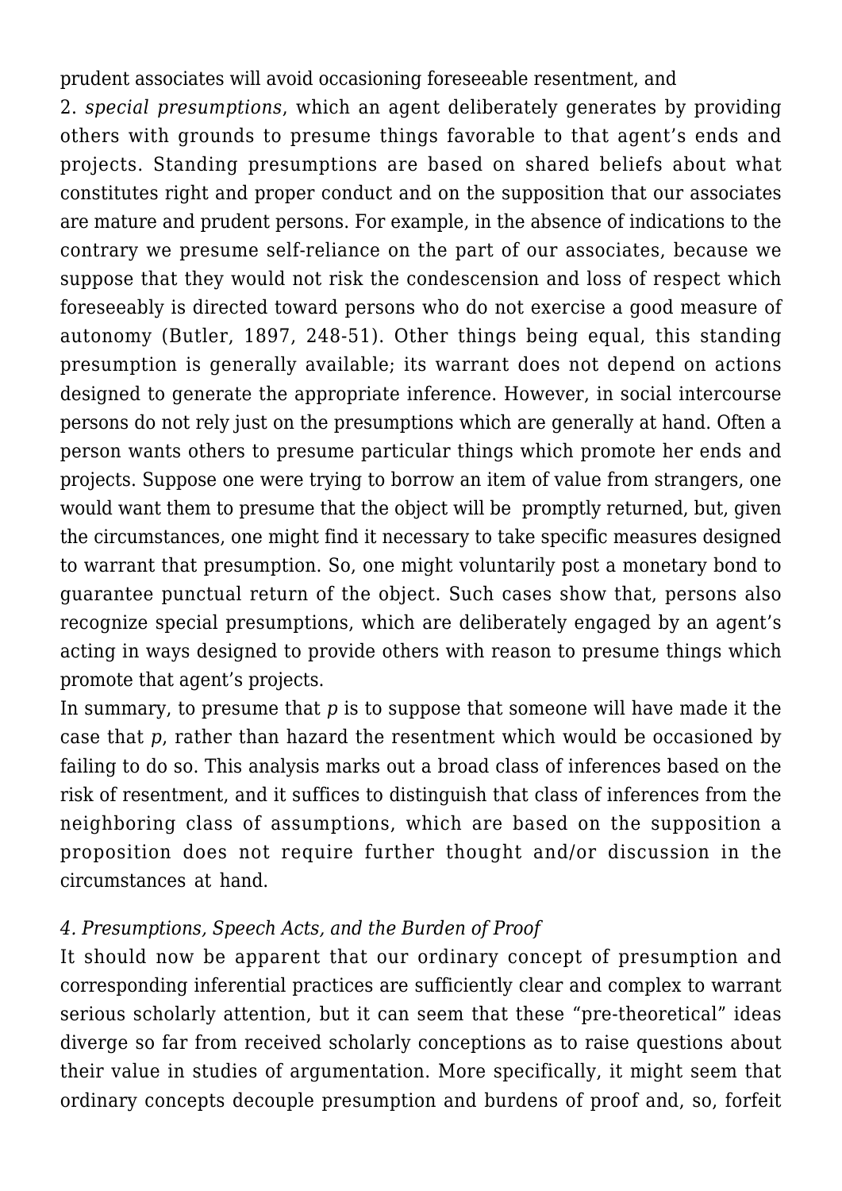prudent associates will avoid occasioning foreseeable resentment, and

2. *special presumptions*, which an agent deliberately generates by providing others with grounds to presume things favorable to that agent's ends and projects. Standing presumptions are based on shared beliefs about what constitutes right and proper conduct and on the supposition that our associates are mature and prudent persons. For example, in the absence of indications to the contrary we presume self-reliance on the part of our associates, because we suppose that they would not risk the condescension and loss of respect which foreseeably is directed toward persons who do not exercise a good measure of autonomy (Butler, 1897, 248-51). Other things being equal, this standing presumption is generally available; its warrant does not depend on actions designed to generate the appropriate inference. However, in social intercourse persons do not rely just on the presumptions which are generally at hand. Often a person wants others to presume particular things which promote her ends and projects. Suppose one were trying to borrow an item of value from strangers, one would want them to presume that the object will be promptly returned, but, given the circumstances, one might find it necessary to take specific measures designed to warrant that presumption. So, one might voluntarily post a monetary bond to guarantee punctual return of the object. Such cases show that, persons also recognize special presumptions, which are deliberately engaged by an agent's acting in ways designed to provide others with reason to presume things which promote that agent's projects.

In summary, to presume that *p* is to suppose that someone will have made it the case that *p*, rather than hazard the resentment which would be occasioned by failing to do so. This analysis marks out a broad class of inferences based on the risk of resentment, and it suffices to distinguish that class of inferences from the neighboring class of assumptions, which are based on the supposition a proposition does not require further thought and/or discussion in the circumstances at hand.

### *4. Presumptions, Speech Acts, and the Burden of Proof*

It should now be apparent that our ordinary concept of presumption and corresponding inferential practices are sufficiently clear and complex to warrant serious scholarly attention, but it can seem that these "pre-theoretical" ideas diverge so far from received scholarly conceptions as to raise questions about their value in studies of argumentation. More specifically, it might seem that ordinary concepts decouple presumption and burdens of proof and, so, forfeit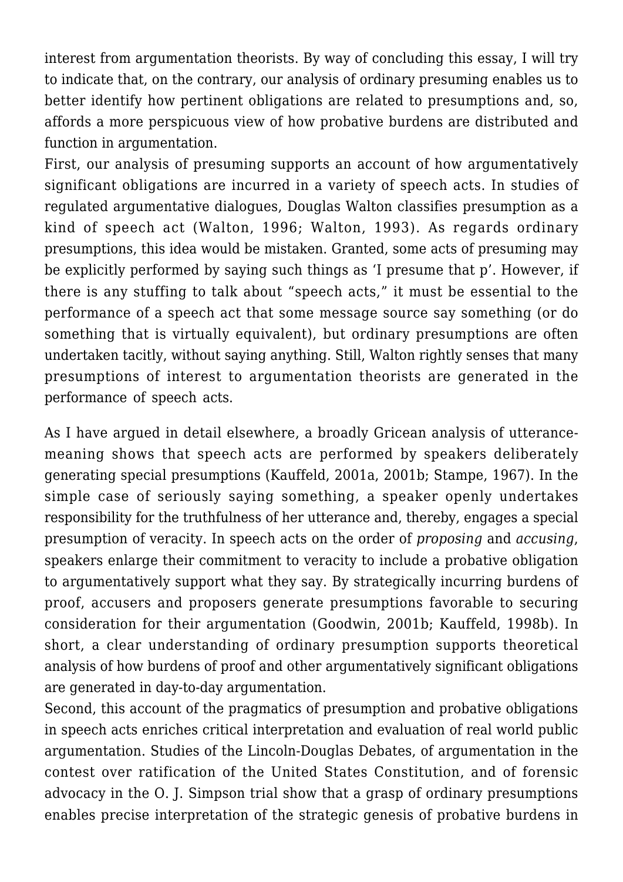interest from argumentation theorists. By way of concluding this essay, I will try to indicate that, on the contrary, our analysis of ordinary presuming enables us to better identify how pertinent obligations are related to presumptions and, so, affords a more perspicuous view of how probative burdens are distributed and function in argumentation.

First, our analysis of presuming supports an account of how argumentatively significant obligations are incurred in a variety of speech acts. In studies of regulated argumentative dialogues, Douglas Walton classifies presumption as a kind of speech act (Walton, 1996; Walton, 1993). As regards ordinary presumptions, this idea would be mistaken. Granted, some acts of presuming may be explicitly performed by saying such things as 'I presume that p'. However, if there is any stuffing to talk about "speech acts," it must be essential to the performance of a speech act that some message source say something (or do something that is virtually equivalent), but ordinary presumptions are often undertaken tacitly, without saying anything. Still, Walton rightly senses that many presumptions of interest to argumentation theorists are generated in the performance of speech acts.

As I have argued in detail elsewhere, a broadly Gricean analysis of utterance-meaning shows that speech acts are performed by speakers deliberately generating special presumptions (Kauffeld, 2001a, 2001b; Stampe, 1967). In the simple case of seriously saying something, a speaker openly undertakes responsibility for the truthfulness of her utterance and, thereby, engages a special presumption of veracity. In speech acts on the order of *proposing* and *accusing*, speakers enlarge their commitment to veracity to include a probative obligation to argumentatively support what they say. By strategically incurring burdens of proof, accusers and proposers generate presumptions favorable to securing consideration for their argumentation (Goodwin, 2001b; Kauffeld, 1998b). In short, a clear understanding of ordinary presumption supports theoretical analysis of how burdens of proof and other argumentatively significant obligations are generated in day-to-day argumentation.

Second, this account of the pragmatics of presumption and probative obligations in speech acts enriches critical interpretation and evaluation of real world public argumentation. Studies of the Lincoln-Douglas Debates, of argumentation in the contest over ratification of the United States Constitution, and of forensic advocacy in the O. J. Simpson trial show that a grasp of ordinary presumptions enables precise interpretation of the strategic genesis of probative burdens in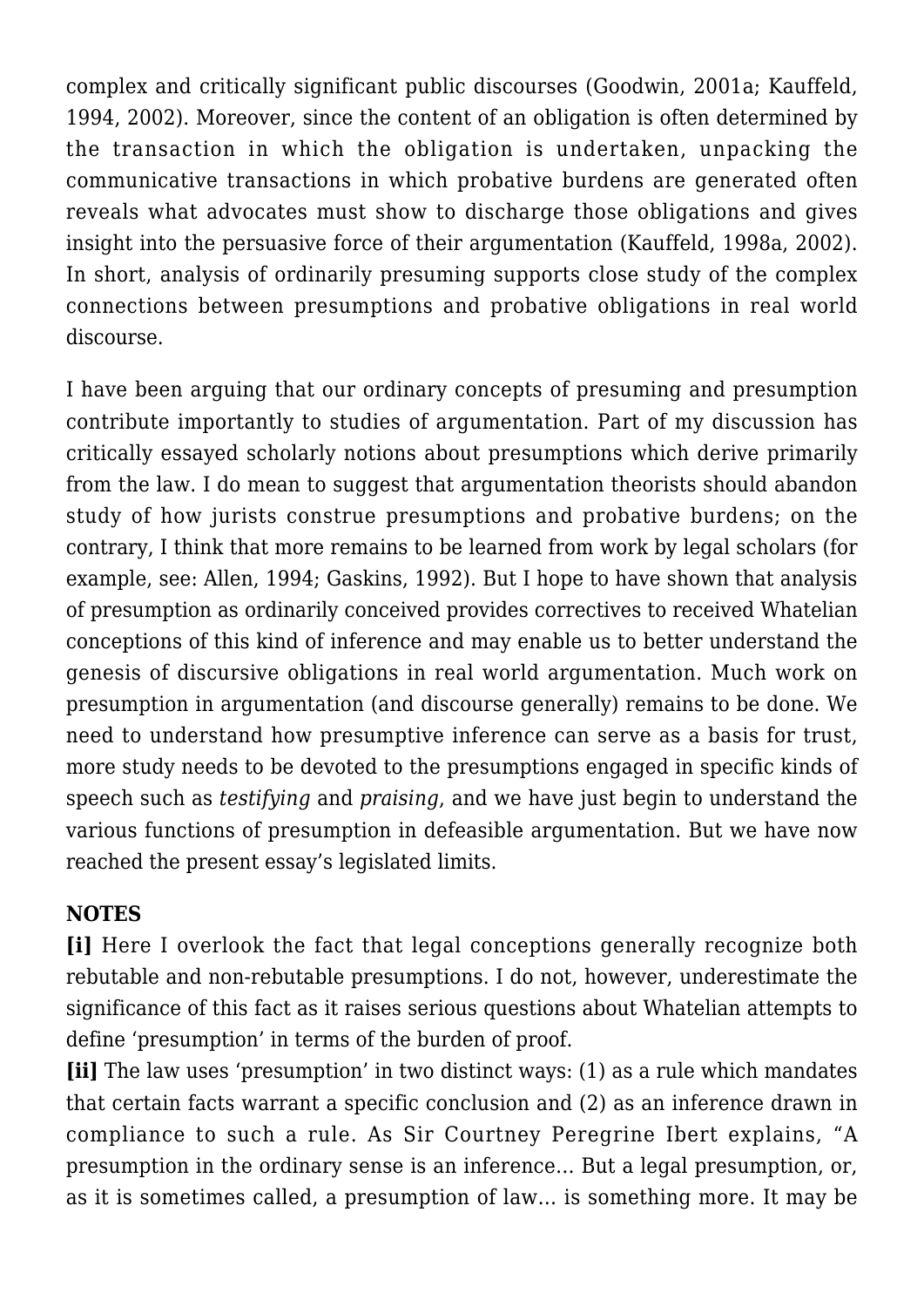complex and critically significant public discourses (Goodwin, 2001a; Kauffeld, 1994, 2002). Moreover, since the content of an obligation is often determined by the transaction in which the obligation is undertaken, unpacking the communicative transactions in which probative burdens are generated often reveals what advocates must show to discharge those obligations and gives insight into the persuasive force of their argumentation (Kauffeld, 1998a, 2002). In short, analysis of ordinarily presuming supports close study of the complex connections between presumptions and probative obligations in real world discourse.

I have been arguing that our ordinary concepts of presuming and presumption contribute importantly to studies of argumentation. Part of my discussion has critically essayed scholarly notions about presumptions which derive primarily from the law. I do mean to suggest that argumentation theorists should abandon study of how jurists construe presumptions and probative burdens; on the contrary, I think that more remains to be learned from work by legal scholars (for example, see: Allen, 1994; Gaskins, 1992). But I hope to have shown that analysis of presumption as ordinarily conceived provides correctives to received Whatelian conceptions of this kind of inference and may enable us to better understand the genesis of discursive obligations in real world argumentation. Much work on presumption in argumentation (and discourse generally) remains to be done. We need to understand how presumptive inference can serve as a basis for trust, more study needs to be devoted to the presumptions engaged in specific kinds of speech such as *testifying* and *praising*, and we have just begin to understand the various functions of presumption in defeasible argumentation. But we have now reached the present essay's legislated limits.

**NOTES**

**[i]** Here I overlook the fact that legal conceptions generally recognize both rebutable and non-rebutable presumptions. I do not, however, underestimate the significance of this fact as it raises serious questions about Whatelian attempts to define 'presumption' in terms of the burden of proof.

**[ii]** The law uses 'presumption' in two distinct ways: (1) as a rule which mandates that certain facts warrant a specific conclusion and (2) as an inference drawn in compliance to such a rule. As Sir Courtney Peregrine Ibert explains, "A presumption in the ordinary sense is an inference… But a legal presumption, or, as it is sometimes called, a presumption of law… is something more. It may be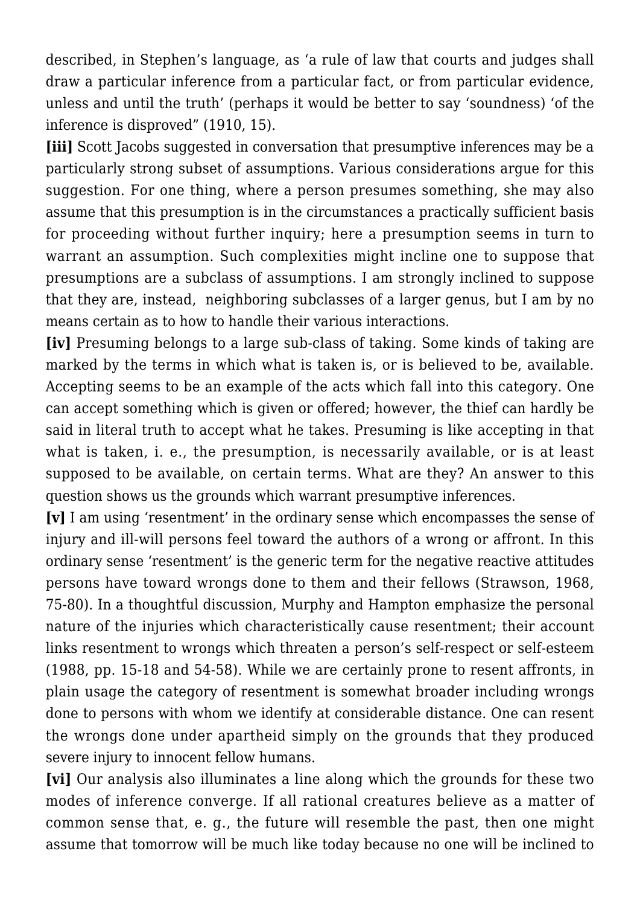described, in Stephen's language, as 'a rule of law that courts and judges shall draw a particular inference from a particular fact, or from particular evidence, unless and until the truth' (perhaps it would be better to say 'soundness) 'of the inference is disproved" (1910, 15).

**[iii]** Scott Jacobs suggested in conversation that presumptive inferences may be a particularly strong subset of assumptions. Various considerations argue for this suggestion. For one thing, where a person presumes something, she may also assume that this presumption is in the circumstances a practically sufficient basis for proceeding without further inquiry; here a presumption seems in turn to warrant an assumption. Such complexities might incline one to suppose that presumptions are a subclass of assumptions. I am strongly inclined to suppose that they are, instead,  neighboring subclasses of a larger genus, but I am by no means certain as to how to handle their various interactions.

**[iv]** Presuming belongs to a large sub-class of taking. Some kinds of taking are marked by the terms in which what is taken is, or is believed to be, available. Accepting seems to be an example of the acts which fall into this category. One can accept something which is given or offered; however, the thief can hardly be said in literal truth to accept what he takes. Presuming is like accepting in that what is taken, i. e., the presumption, is necessarily available, or is at least supposed to be available, on certain terms. What are they? An answer to this question shows us the grounds which warrant presumptive inferences.

**[v]** I am using 'resentment' in the ordinary sense which encompasses the sense of injury and ill-will persons feel toward the authors of a wrong or affront. In this ordinary sense 'resentment' is the generic term for the negative reactive attitudes persons have toward wrongs done to them and their fellows (Strawson, 1968, 75-80). In a thoughtful discussion, Murphy and Hampton emphasize the personal nature of the injuries which characteristically cause resentment; their account links resentment to wrongs which threaten a person's self-respect or self-esteem (1988, pp. 15-18 and 54-58). While we are certainly prone to resent affronts, in plain usage the category of resentment is somewhat broader including wrongs done to persons with whom we identify at considerable distance. One can resent the wrongs done under apartheid simply on the grounds that they produced severe injury to innocent fellow humans.

**[vi]** Our analysis also illuminates a line along which the grounds for these two modes of inference converge. If all rational creatures believe as a matter of common sense that, e. g., the future will resemble the past, then one might assume that tomorrow will be much like today because no one will be inclined to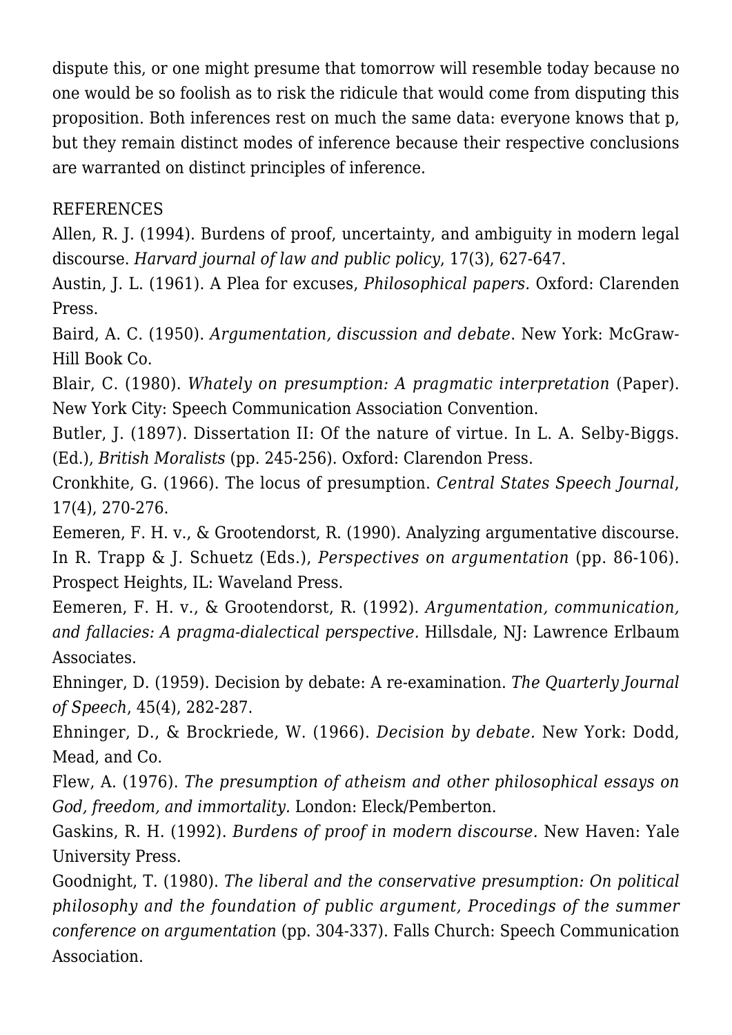dispute this, or one might presume that tomorrow will resemble today because no one would be so foolish as to risk the ridicule that would come from disputing this proposition. Both inferences rest on much the same data: everyone knows that p, but they remain distinct modes of inference because their respective conclusions are warranted on distinct principles of inference.

REFERENCES

Allen, R. J. (1994). Burdens of proof, uncertainty, and ambiguity in modern legal discourse. *Harvard journal of law and public policy*, 17(3), 627-647.

Austin, J. L. (1961). A Plea for excuses, *Philosophical papers.* Oxford: Clarenden Press.

Baird, A. C. (1950). *Argumentation, discussion and debate*. New York: McGraw-Hill Book Co.

Blair, C. (1980). *Whately on presumption: A pragmatic interpretation* (Paper). New York City: Speech Communication Association Convention.

Butler, J. (1897). Dissertation II: Of the nature of virtue. In L. A. Selby-Biggs. (Ed.), *British Moralists* (pp. 245-256). Oxford: Clarendon Press.

Cronkhite, G. (1966). The locus of presumption. *Central States Speech Journal*, 17(4), 270-276.

Eemeren, F. H. v., & Grootendorst, R. (1990). Analyzing argumentative discourse. In R. Trapp & J. Schuetz (Eds.), *Perspectives on argumentation* (pp. 86-106). Prospect Heights, IL: Waveland Press.

Eemeren, F. H. v., & Grootendorst, R. (1992). *Argumentation, communication, and fallacies: A pragma-dialectical perspective.* Hillsdale, NJ: Lawrence Erlbaum Associates.

Ehninger, D. (1959). Decision by debate: A re-examination. *The Quarterly Journal of Speech*, 45(4), 282-287.

Ehninger, D., & Brockriede, W. (1966). *Decision by debate.* New York: Dodd, Mead, and Co.

Flew, A. (1976). *The presumption of atheism and other philosophical essays on God, freedom, and immortality.* London: Eleck/Pemberton.

Gaskins, R. H. (1992). *Burdens of proof in modern discourse.* New Haven: Yale University Press.

Goodnight, T. (1980). *The liberal and the conservative presumption: On political philosophy and the foundation of public argument, Procedings of the summer conference on argumentation* (pp. 304-337). Falls Church: Speech Communication Association.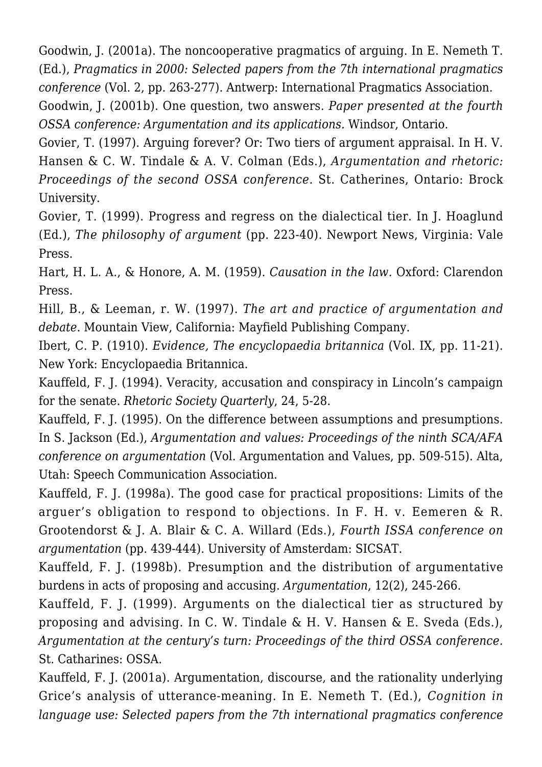Goodwin, J. (2001a). The noncooperative pragmatics of arguing. In E. Nemeth T. (Ed.), *Pragmatics in 2000: Selected papers from the 7th international pragmatics conference* (Vol. 2, pp. 263-277). Antwerp: International Pragmatics Association.

Goodwin, J. (2001b). One question, two answers. *Paper presented at the fourth OSSA conference: Argumentation and its applications.* Windsor, Ontario.

Govier, T. (1997). Arguing forever? Or: Two tiers of argument appraisal. In H. V. Hansen & C. W. Tindale & A. V. Colman (Eds.), *Argumentation and rhetoric: Proceedings of the second OSSA conference.* St. Catherines, Ontario: Brock University.

Govier, T. (1999). Progress and regress on the dialectical tier. In J. Hoaglund (Ed.), *The philosophy of argument* (pp. 223-40). Newport News, Virginia: Vale Press.

Hart, H. L. A., & Honore, A. M. (1959). *Causation in the law.* Oxford: Clarendon Press.

Hill, B., & Leeman, r. W. (1997). *The art and practice of argumentation and debate*. Mountain View, California: Mayfield Publishing Company.

Ibert, C. P. (1910). *Evidence, The encyclopaedia britannica* (Vol. IX, pp. 11-21). New York: Encyclopaedia Britannica.

Kauffeld, F. J. (1994). Veracity, accusation and conspiracy in Lincoln's campaign for the senate. *Rhetoric Society Quarterly*, 24, 5-28.

Kauffeld, F. J. (1995). On the difference between assumptions and presumptions. In S. Jackson (Ed.), *Argumentation and values: Proceedings of the ninth SCA/AFA conference on argumentation* (Vol. Argumentation and Values, pp. 509-515). Alta, Utah: Speech Communication Association.

Kauffeld, F. J. (1998a). The good case for practical propositions: Limits of the arguer's obligation to respond to objections. In F. H. v. Eemeren & R. Grootendorst & J. A. Blair & C. A. Willard (Eds.), *Fourth ISSA conference on argumentation* (pp. 439-444). University of Amsterdam: SICSAT.

Kauffeld, F. J. (1998b). Presumption and the distribution of argumentative burdens in acts of proposing and accusing. *Argumentation*, 12(2), 245-266.

Kauffeld, F. J. (1999). Arguments on the dialectical tier as structured by proposing and advising. In C. W. Tindale & H. V. Hansen & E. Sveda (Eds.), *Argumentation at the century's turn: Proceedings of the third OSSA conference.* St. Catharines: OSSA.

Kauffeld, F. J. (2001a). Argumentation, discourse, and the rationality underlying Grice's analysis of utterance-meaning. In E. Nemeth T. (Ed.), *Cognition in language use: Selected papers from the 7th international pragmatics conference*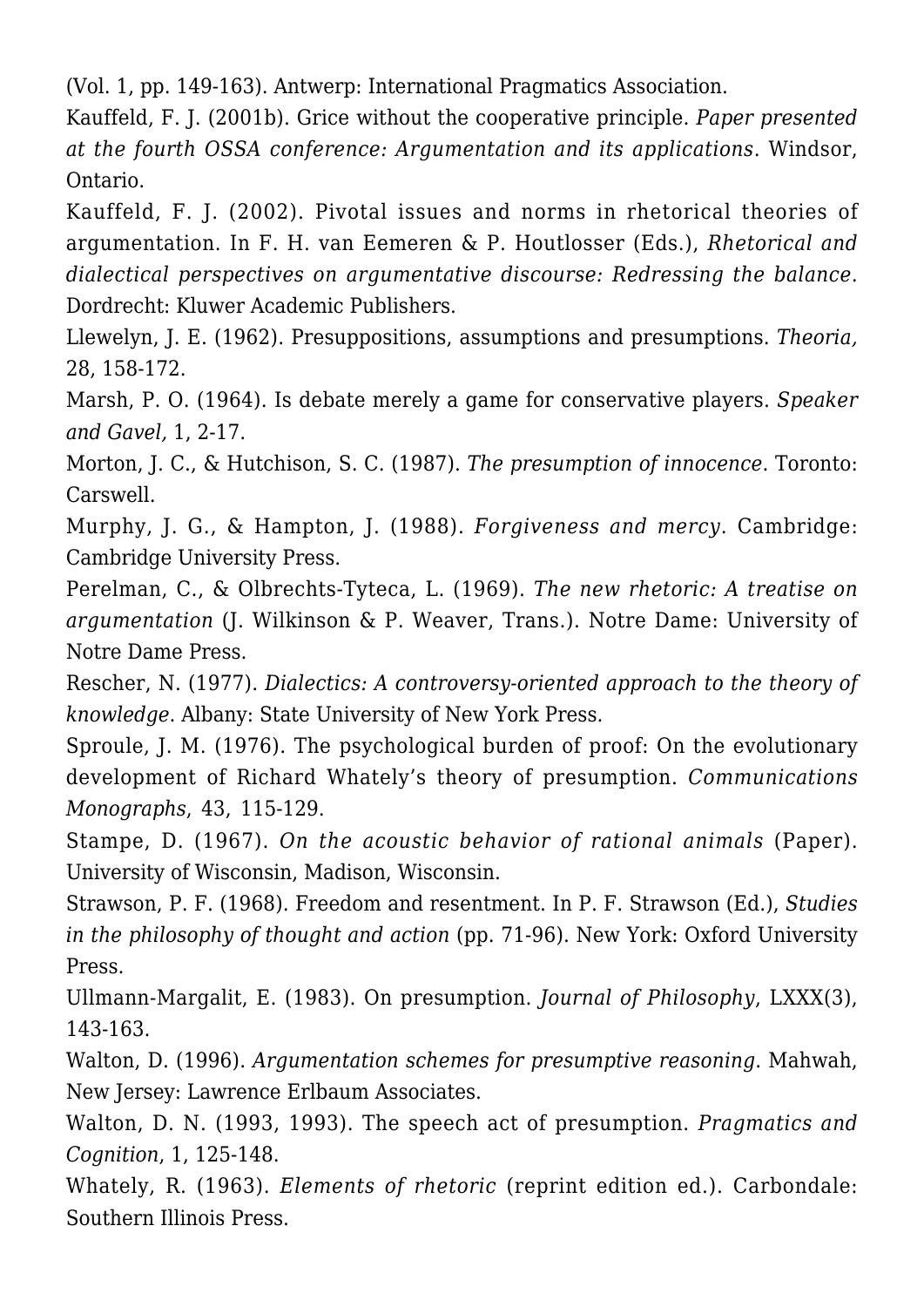(Vol. 1, pp. 149-163). Antwerp: International Pragmatics Association.

Kauffeld, F. J. (2001b). Grice without the cooperative principle. *Paper presented at the fourth OSSA conference: Argumentation and its applications*. Windsor, Ontario.

Kauffeld, F. J. (2002). Pivotal issues and norms in rhetorical theories of argumentation. In F. H. van Eemeren & P. Houtlosser (Eds.), *Rhetorical and dialectical perspectives on argumentative discourse: Redressing the balance*. Dordrecht: Kluwer Academic Publishers.

Llewelyn, J. E. (1962). Presuppositions, assumptions and presumptions. *Theoria,* 28, 158-172.

Marsh, P. O. (1964). Is debate merely a game for conservative players. *Speaker and Gavel,* 1, 2-17.

Morton, J. C., & Hutchison, S. C. (1987). *The presumption of innocence*. Toronto: Carswell.

Murphy, J. G., & Hampton, J. (1988). *Forgiveness and mercy*. Cambridge: Cambridge University Press.

Perelman, C., & Olbrechts-Tyteca, L. (1969). *The new rhetoric: A treatise on argumentation* (J. Wilkinson & P. Weaver, Trans.). Notre Dame: University of Notre Dame Press.

Rescher, N. (1977). *Dialectics: A controversy-oriented approach to the theory of knowledge*. Albany: State University of New York Press.

Sproule, J. M. (1976). The psychological burden of proof: On the evolutionary development of Richard Whately's theory of presumption. *Communications Monographs*, 43, 115-129.

Stampe, D. (1967). *On the acoustic behavior of rational animals* (Paper). University of Wisconsin, Madison, Wisconsin.

Strawson, P. F. (1968). Freedom and resentment. In P. F. Strawson (Ed.), *Studies in the philosophy of thought and action* (pp. 71-96). New York: Oxford University Press.

Ullmann-Margalit, E. (1983). On presumption. *Journal of Philosophy*, LXXX(3), 143-163.

Walton, D. (1996). *Argumentation schemes for presumptive reasoning*. Mahwah, New Jersey: Lawrence Erlbaum Associates.

Walton, D. N. (1993, 1993). The speech act of presumption. *Pragmatics and Cognition*, 1, 125-148.

Whately, R. (1963). *Elements of rhetoric* (reprint edition ed.). Carbondale: Southern Illinois Press.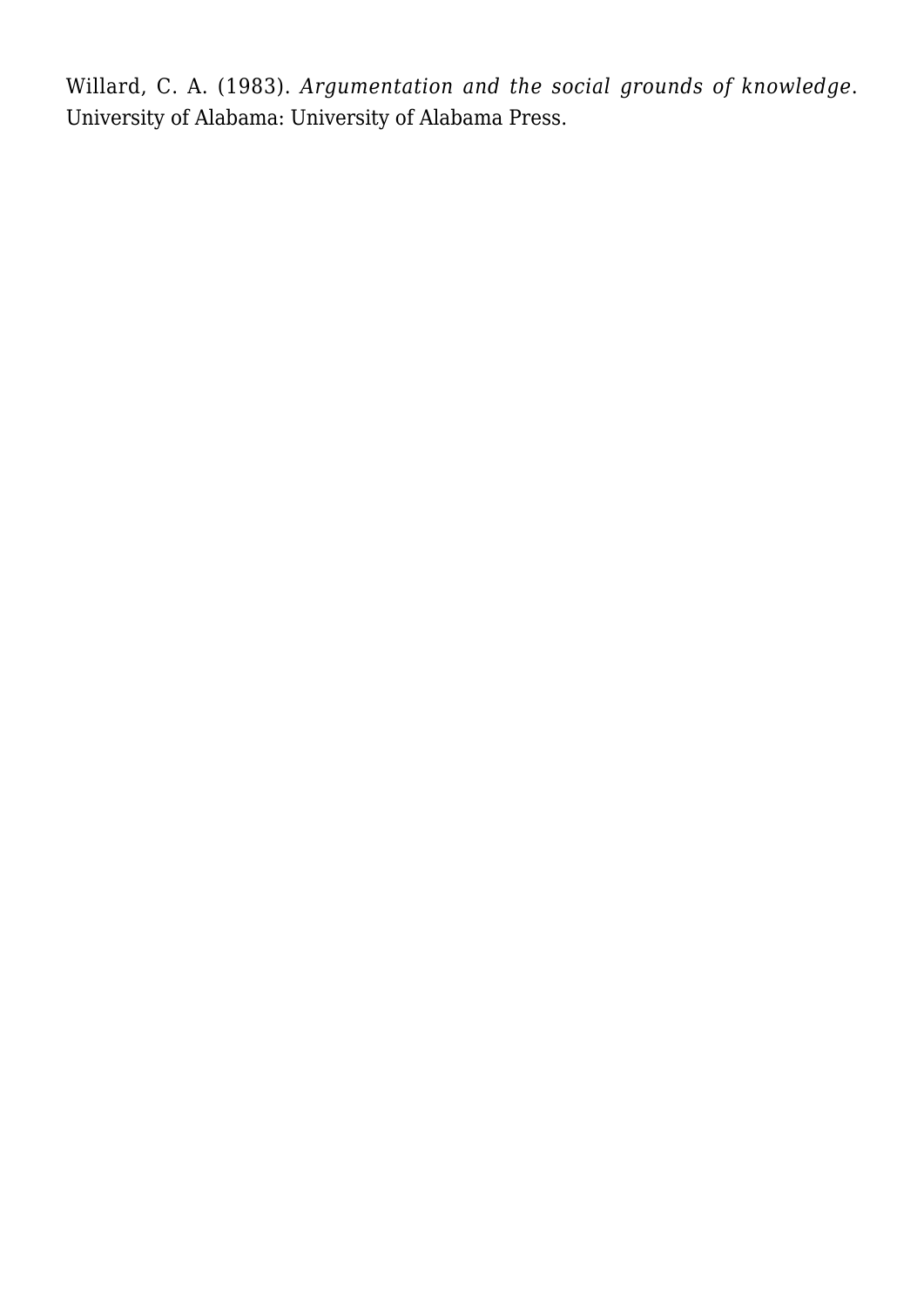Willard, C. A. (1983). *Argumentation and the social grounds of knowledge*. University of Alabama: University of Alabama Press.